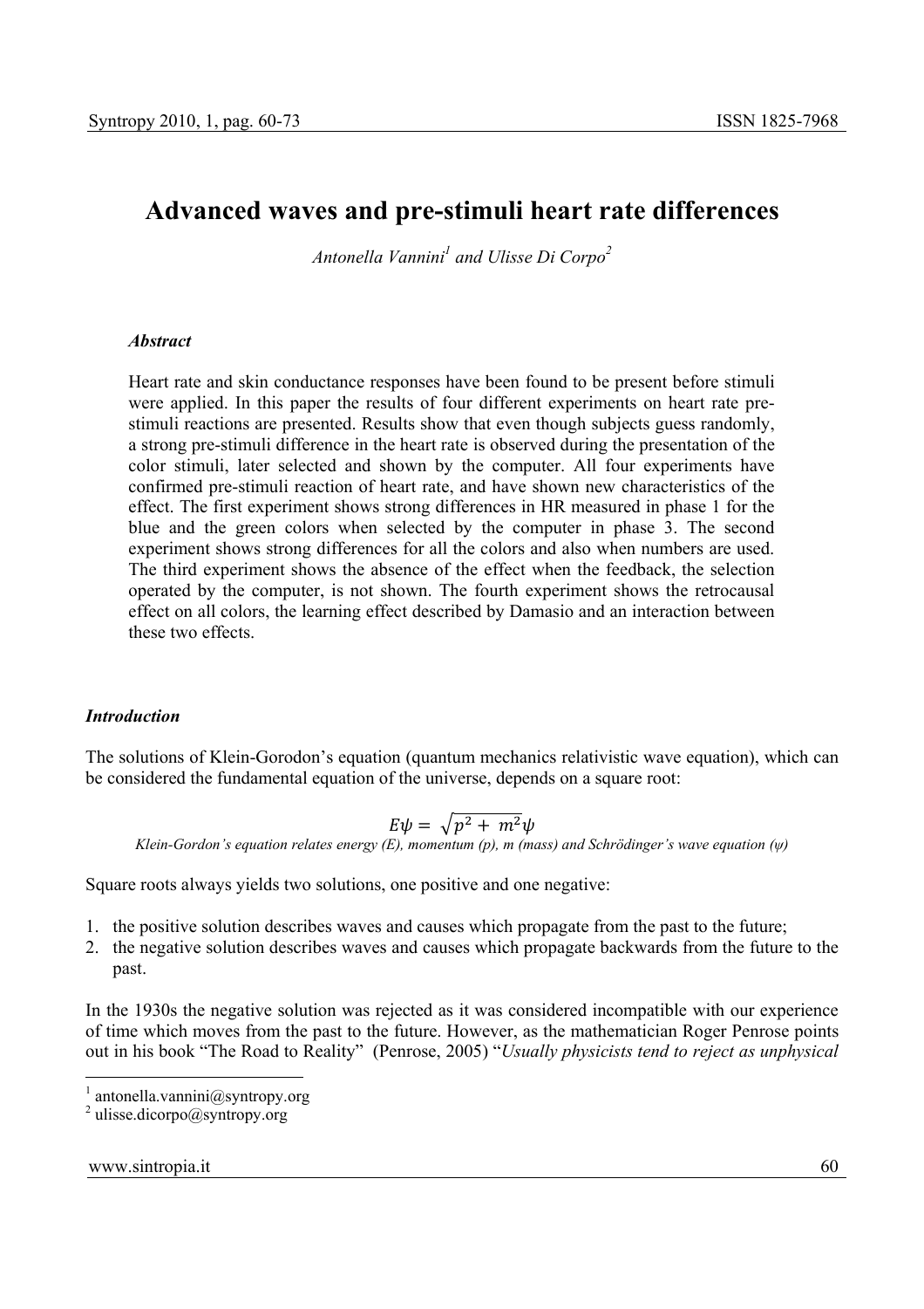# Advanced waves and pre-stimuli heart rate differences

*Antonella Vannini[1] and Ulisse Di Corpo[2]*

### *Abstract*

Heart rate and skin conductance responses have been found to be present before stimuli were applied. In this paper the results of four different experiments on heart rate pre-stimuli reactions are presented. Results show that even though subjects guess randomly, a strong pre-stimuli difference in the heart rate is observed during the presentation of the color stimuli, later selected and shown by the computer. All four experiments have confirmed pre-stimuli reaction of heart rate, and have shown new characteristics of the effect. The first experiment shows strong differences in HR measured in phase 1 for the blue and the green colors when selected by the computer in phase 3. The second experiment shows strong differences for all the colors and also when numbers are used. The third experiment shows the absence of the effect when the feedback, the selection operated by the computer, is not shown. The fourth experiment shows the retrocausal effect on all colors, the learning effect described by Damasio and an interaction between these two effects.

### *Introduction*

The solutions of Klein-Gorodon's equation (quantum mechanics relativistic wave equation), which can be considered the fundamental equation of the universe, depends on a square root:

$$E\psi = \sqrt{p^2 + m^2}\psi$$

*Klein-Gordon's equation relates energy (E), momentum (p), m (mass) and Schrödinger's wave equation (ψ)*

Square roots always yields two solutions, one positive and one negative:

1. the positive solution describes waves and causes which propagate from the past to the future;
2. the negative solution describes waves and causes which propagate backwards from the future to the past.

In the 1930s the negative solution was rejected as it was considered incompatible with our experience of time which moves from the past to the future. However, as the mathematician Roger Penrose points out in his book "The Road to Reality" (Penrose, 2005) "*Usually physicists tend to reject as unphysical*

[1] antonella.vannini@syntropy.org
[2] ulisse.dicorpo@syntropy.org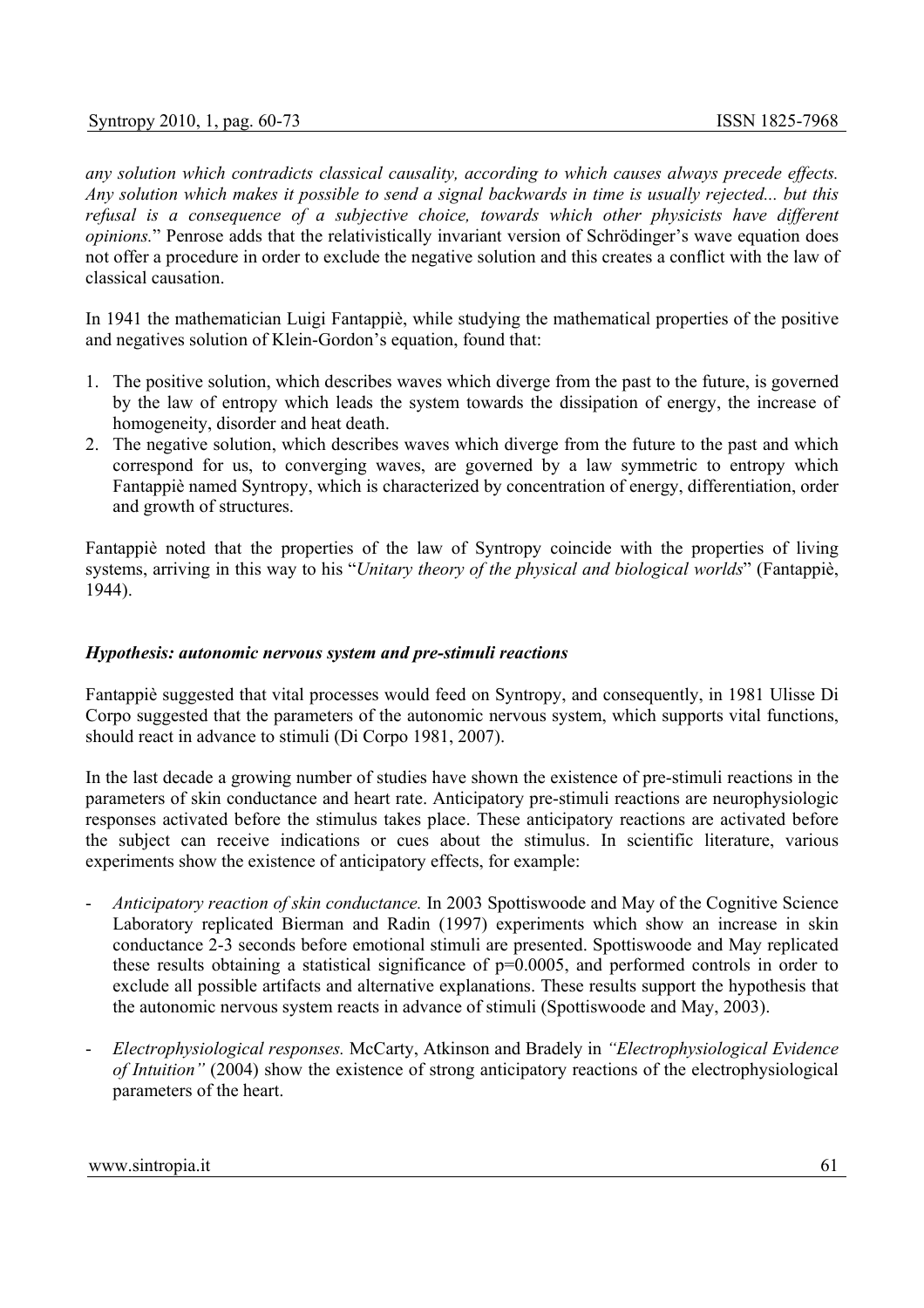*any solution which contradicts classical causality, according to which causes always precede effects. Any solution which makes it possible to send a signal backwards in time is usually rejected... but this refusal is a consequence of a subjective choice, towards which other physicists have different opinions.*" Penrose adds that the relativistically invariant version of Schrödinger's wave equation does not offer a procedure in order to exclude the negative solution and this creates a conflict with the law of classical causation.

In 1941 the mathematician Luigi Fantappiè, while studying the mathematical properties of the positive and negatives solution of Klein-Gordon's equation, found that:

1. The positive solution, which describes waves which diverge from the past to the future, is governed by the law of entropy which leads the system towards the dissipation of energy, the increase of homogeneity, disorder and heat death.
2. The negative solution, which describes waves which diverge from the future to the past and which correspond for us, to converging waves, are governed by a law symmetric to entropy which Fantappiè named Syntropy, which is characterized by concentration of energy, differentiation, order and growth of structures.

Fantappiè noted that the properties of the law of Syntropy coincide with the properties of living systems, arriving in this way to his "*Unitary theory of the physical and biological worlds*" (Fantappiè, 1944).

### *Hypothesis: autonomic nervous system and pre-stimuli reactions*

Fantappiè suggested that vital processes would feed on Syntropy, and consequently, in 1981 Ulisse Di Corpo suggested that the parameters of the autonomic nervous system, which supports vital functions, should react in advance to stimuli (Di Corpo 1981, 2007).

In the last decade a growing number of studies have shown the existence of pre-stimuli reactions in the parameters of skin conductance and heart rate. Anticipatory pre-stimuli reactions are neurophysiologic responses activated before the stimulus takes place. These anticipatory reactions are activated before the subject can receive indications or cues about the stimulus. In scientific literature, various experiments show the existence of anticipatory effects, for example:

- *Anticipatory reaction of skin conductance.* In 2003 Spottiswoode and May of the Cognitive Science Laboratory replicated Bierman and Radin (1997) experiments which show an increase in skin conductance 2-3 seconds before emotional stimuli are presented. Spottiswoode and May replicated these results obtaining a statistical significance of $p=0.0005$, and performed controls in order to exclude all possible artifacts and alternative explanations. These results support the hypothesis that the autonomic nervous system reacts in advance of stimuli (Spottiswoode and May, 2003).

- *Electrophysiological responses.* McCarty, Atkinson and Bradely in *"Electrophysiological Evidence of Intuition"* (2004) show the existence of strong anticipatory reactions of the electrophysiological parameters of the heart.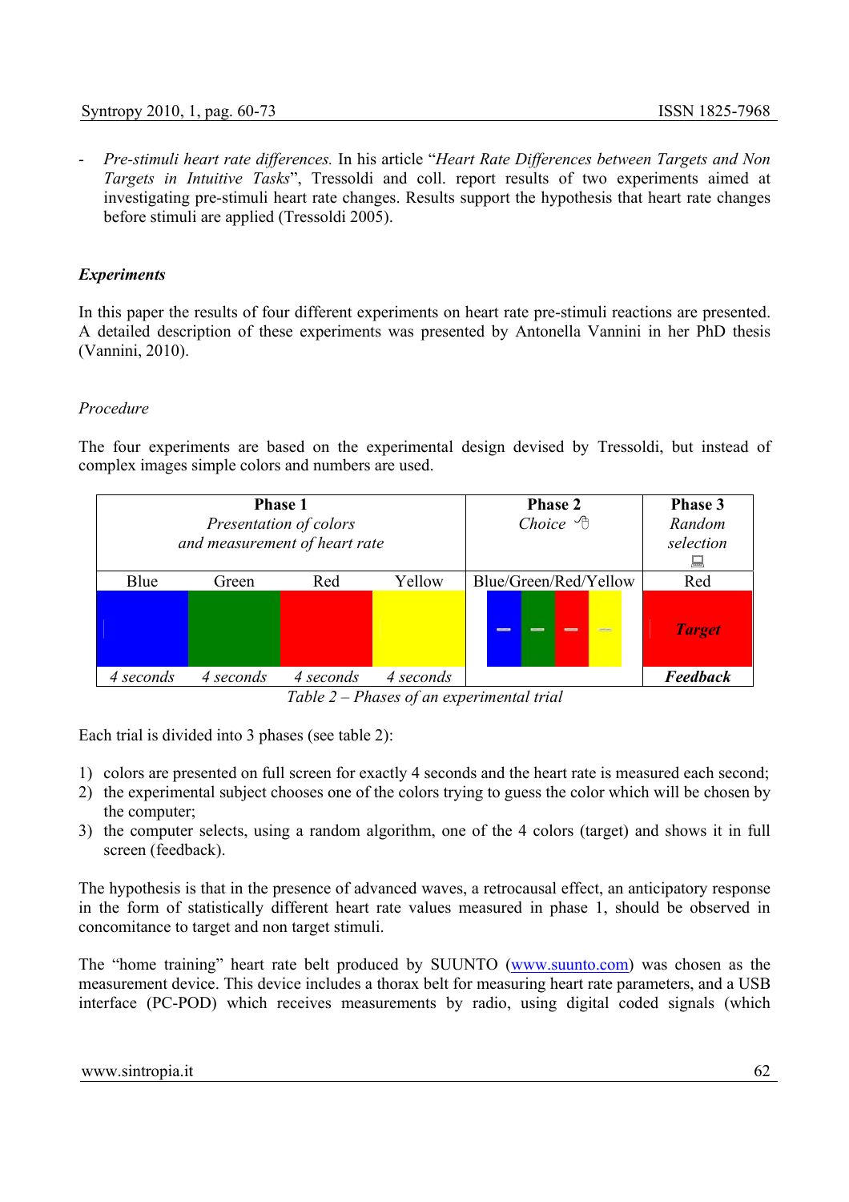- *Pre-stimuli heart rate differences.* In his article "*Heart Rate Differences between Targets and Non Targets in Intuitive Tasks*", Tressoldi and coll. report results of two experiments aimed at investigating pre-stimuli heart rate changes. Results support the hypothesis that heart rate changes before stimuli are applied (Tressoldi 2005).

### *Experiments*

In this paper the results of four different experiments on heart rate pre-stimuli reactions are presented. A detailed description of these experiments was presented by Antonella Vannini in her PhD thesis (Vannini, 2010).

#### *Procedure*

The four experiments are based on the experimental design devised by Tressoldi, but instead of complex images simple colors and numbers are used.

| **Phase 1** *Presentation of colors and measurement of heart rate* | | | | **Phase 2** *Choice* | **Phase 3** *Random selection* |
|---|---|---|---|---|---|
| Blue | Green | Red | Yellow | Blue/Green/Red/Yellow | Red |
| | | | | | ***Target*** |
| *4 seconds* | *4 seconds* | *4 seconds* | *4 seconds* | | ***Feedback*** |

*Table 2 – Phases of an experimental trial*

Each trial is divided into 3 phases (see table 2):

1) colors are presented on full screen for exactly 4 seconds and the heart rate is measured each second;
2) the experimental subject chooses one of the colors trying to guess the color which will be chosen by the computer;
3) the computer selects, using a random algorithm, one of the 4 colors (target) and shows it in full screen (feedback).

The hypothesis is that in the presence of advanced waves, a retrocausal effect, an anticipatory response in the form of statistically different heart rate values measured in phase 1, should be observed in concomitance to target and non target stimuli.

The "home training" heart rate belt produced by SUUNTO (www.suunto.com) was chosen as the measurement device. This device includes a thorax belt for measuring heart rate parameters, and a USB interface (PC-POD) which receives measurements by radio, using digital coded signals (which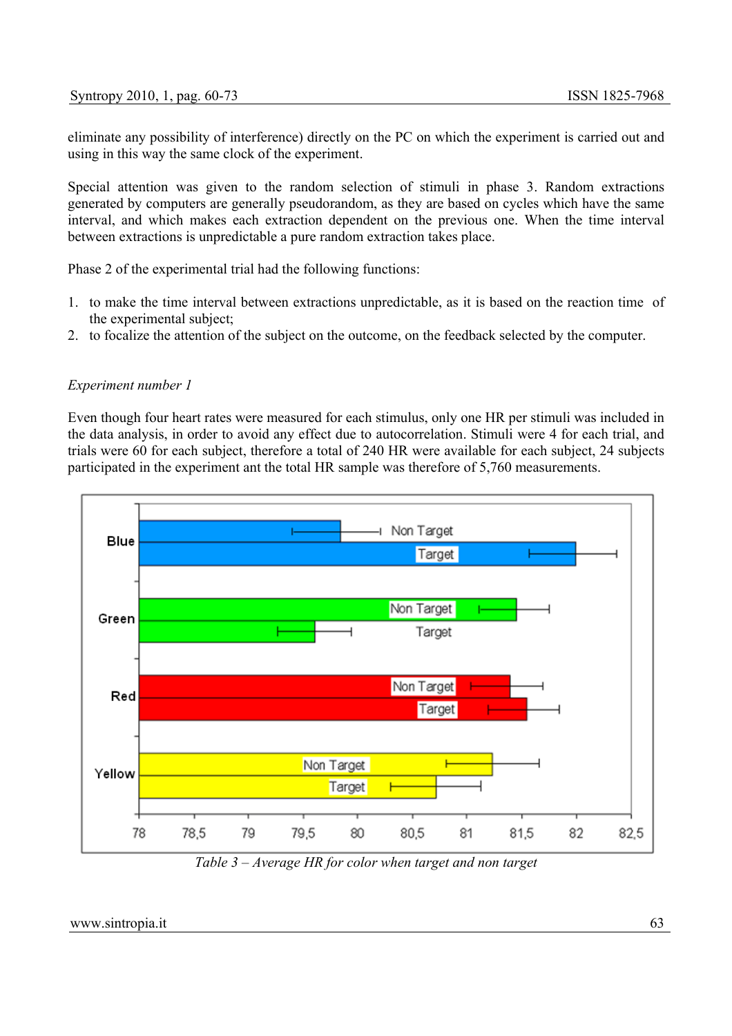eliminate any possibility of interference) directly on the PC on which the experiment is carried out and using in this way the same clock of the experiment.

Special attention was given to the random selection of stimuli in phase 3. Random extractions generated by computers are generally pseudorandom, as they are based on cycles which have the same interval, and which makes each extraction dependent on the previous one. When the time interval between extractions is unpredictable a pure random extraction takes place.

Phase 2 of the experimental trial had the following functions:

1. to make the time interval between extractions unpredictable, as it is based on the reaction time of the experimental subject;
2. to focalize the attention of the subject on the outcome, on the feedback selected by the computer.

*Experiment number 1*

Even though four heart rates were measured for each stimulus, only one HR per stimuli was included in the data analysis, in order to avoid any effect due to autocorrelation. Stimuli were 4 for each trial, and trials were 60 for each subject, therefore a total of 240 HR were available for each subject, 24 subjects participated in the experiment ant the total HR sample was therefore of 5,760 measurements.

*Table 3 – Average HR for color when target and non target*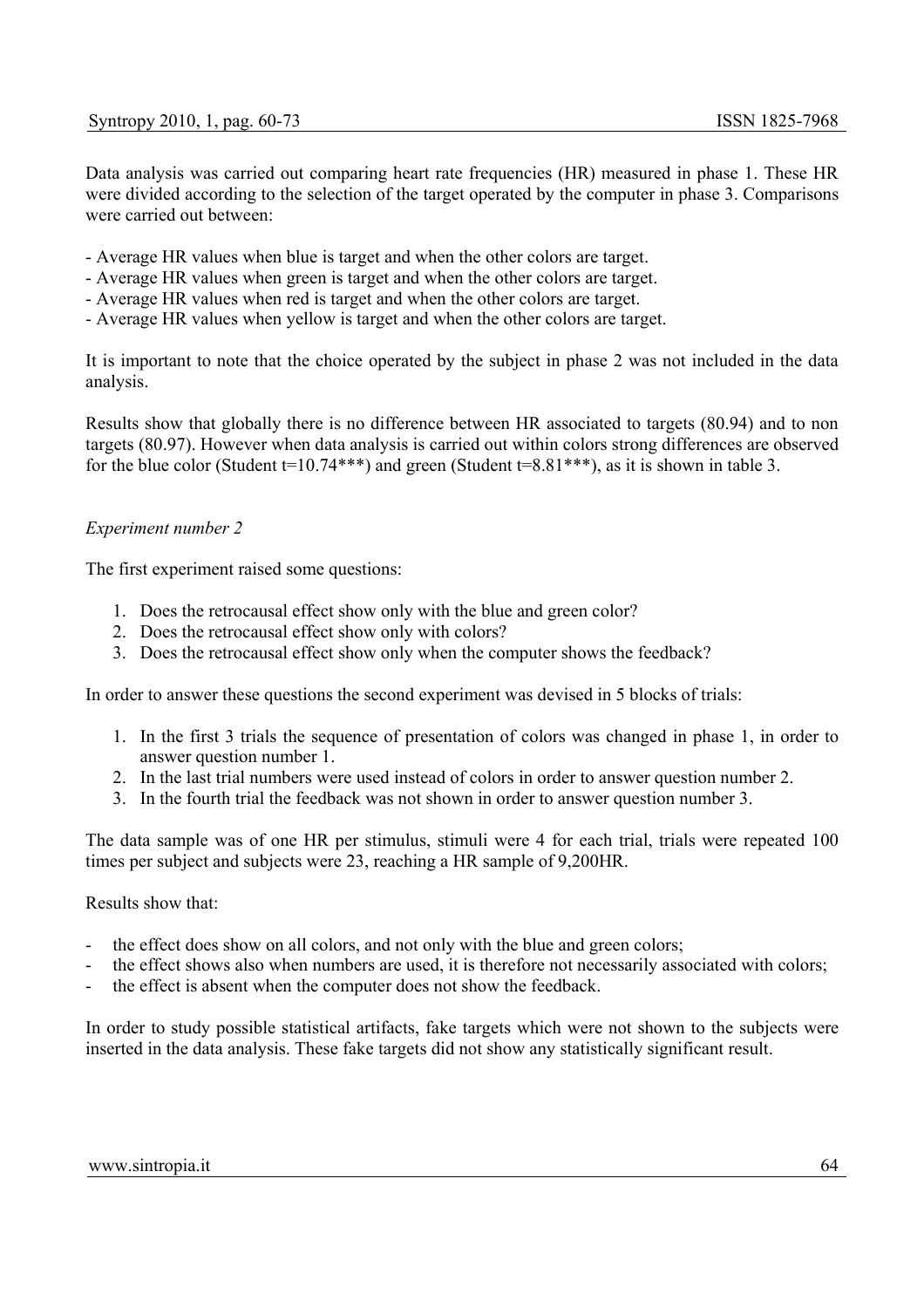Data analysis was carried out comparing heart rate frequencies (HR) measured in phase 1. These HR were divided according to the selection of the target operated by the computer in phase 3. Comparisons were carried out between:

- Average HR values when blue is target and when the other colors are target.
- Average HR values when green is target and when the other colors are target.
- Average HR values when red is target and when the other colors are target.
- Average HR values when yellow is target and when the other colors are target.

It is important to note that the choice operated by the subject in phase 2 was not included in the data analysis.

Results show that globally there is no difference between HR associated to targets (80.94) and to non targets (80.97). However when data analysis is carried out within colors strong differences are observed for the blue color (Student t=10.74***) and green (Student t=8.81***), as it is shown in table 3.

*Experiment number 2*

The first experiment raised some questions:

1. Does the retrocausal effect show only with the blue and green color?
2. Does the retrocausal effect show only with colors?
3. Does the retrocausal effect show only when the computer shows the feedback?

In order to answer these questions the second experiment was devised in 5 blocks of trials:

1. In the first 3 trials the sequence of presentation of colors was changed in phase 1, in order to answer question number 1.
2. In the last trial numbers were used instead of colors in order to answer question number 2.
3. In the fourth trial the feedback was not shown in order to answer question number 3.

The data sample was of one HR per stimulus, stimuli were 4 for each trial, trials were repeated 100 times per subject and subjects were 23, reaching a HR sample of 9,200HR.

Results show that:

- the effect does show on all colors, and not only with the blue and green colors;
- the effect shows also when numbers are used, it is therefore not necessarily associated with colors;
- the effect is absent when the computer does not show the feedback.

In order to study possible statistical artifacts, fake targets which were not shown to the subjects were inserted in the data analysis. These fake targets did not show any statistically significant result.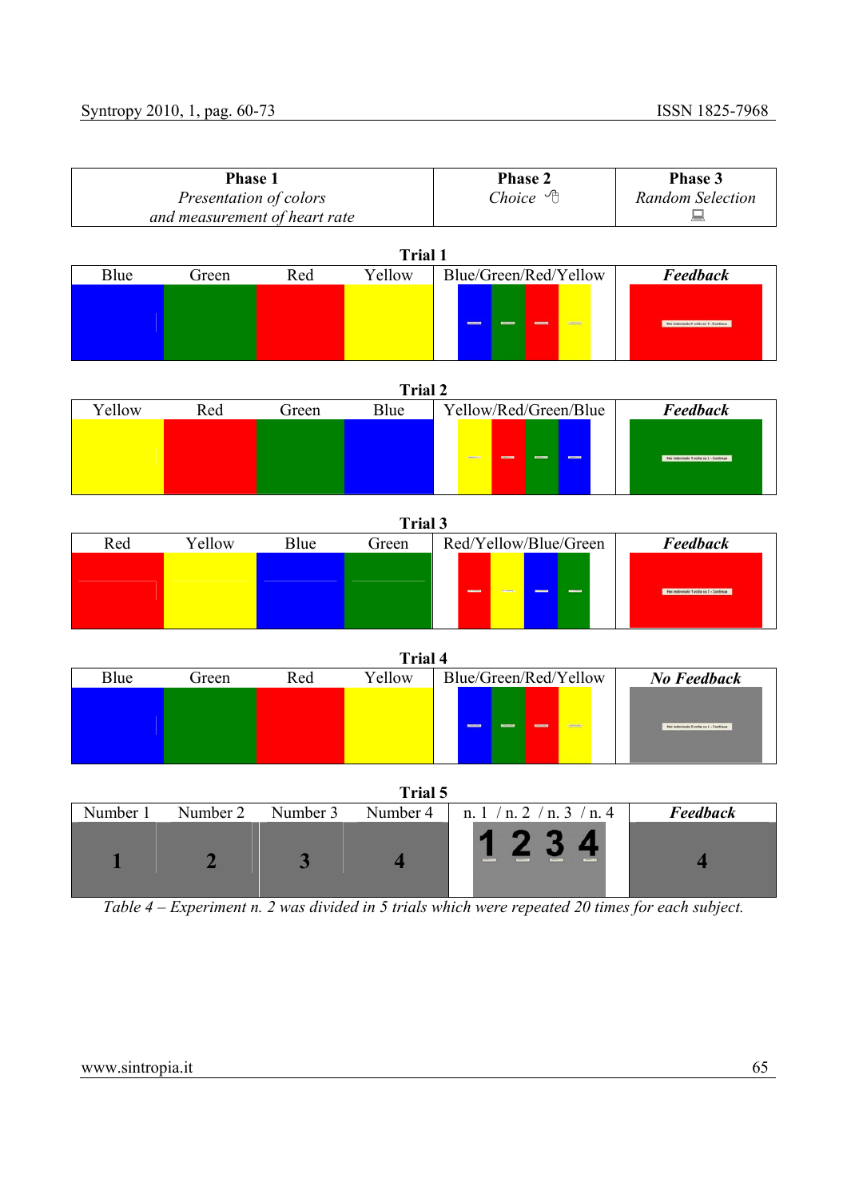| **Phase 1**<br>*Presentation of colors and measurement of heart rate* | | | | **Phase 2**<br>*Choice* | **Phase 3**<br>*Random Selection* |
|---|---|---|---|---|---|
| **Trial 1** | | | | | |
| Blue | Green | Red | Yellow | Blue/Green/Red/Yellow | ***Feedback*** |
| **Trial 2** | | | | | |
| Yellow | Red | Green | Blue | Yellow/Red/Green/Blue | ***Feedback*** |
| **Trial 3** | | | | | |
| Red | Yellow | Blue | Green | Red/Yellow/Blue/Green | ***Feedback*** |
| **Trial 4** | | | | | |
| Blue | Green | Red | Yellow | Blue/Green/Red/Yellow | ***No Feedback*** |
| **Trial 5** | | | | | |
| Number 1 | Number 2 | Number 3 | Number 4 | n. 1 / n. 2 / n. 3 / n. 4 | ***Feedback*** |
| 1 | 2 | 3 | 4 | 1 2 3 4 | 4 |

*Table 4 – Experiment n. 2 was divided in 5 trials which were repeated 20 times for each subject.*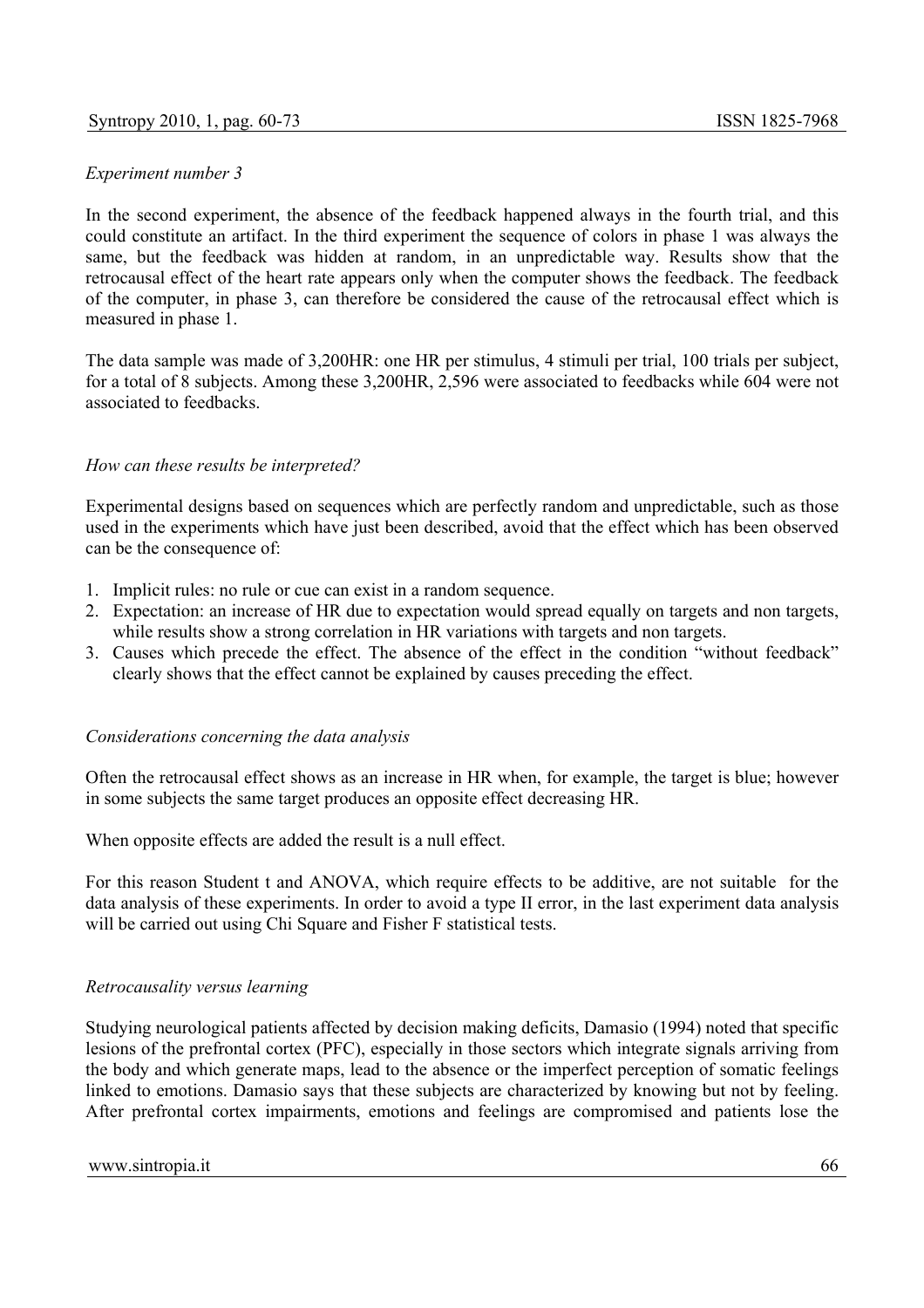*Experiment number 3*

In the second experiment, the absence of the feedback happened always in the fourth trial, and this could constitute an artifact. In the third experiment the sequence of colors in phase 1 was always the same, but the feedback was hidden at random, in an unpredictable way. Results show that the retrocausal effect of the heart rate appears only when the computer shows the feedback. The feedback of the computer, in phase 3, can therefore be considered the cause of the retrocausal effect which is measured in phase 1.

The data sample was made of 3,200HR: one HR per stimulus, 4 stimuli per trial, 100 trials per subject, for a total of 8 subjects. Among these 3,200HR, 2,596 were associated to feedbacks while 604 were not associated to feedbacks.

*How can these results be interpreted?*

Experimental designs based on sequences which are perfectly random and unpredictable, such as those used in the experiments which have just been described, avoid that the effect which has been observed can be the consequence of:

1. Implicit rules: no rule or cue can exist in a random sequence.
2. Expectation: an increase of HR due to expectation would spread equally on targets and non targets, while results show a strong correlation in HR variations with targets and non targets.
3. Causes which precede the effect. The absence of the effect in the condition "without feedback" clearly shows that the effect cannot be explained by causes preceding the effect.

*Considerations concerning the data analysis*

Often the retrocausal effect shows as an increase in HR when, for example, the target is blue; however in some subjects the same target produces an opposite effect decreasing HR.

When opposite effects are added the result is a null effect.

For this reason Student t and ANOVA, which require effects to be additive, are not suitable for the data analysis of these experiments. In order to avoid a type II error, in the last experiment data analysis will be carried out using Chi Square and Fisher F statistical tests.

*Retrocausality versus learning*

Studying neurological patients affected by decision making deficits, Damasio (1994) noted that specific lesions of the prefrontal cortex (PFC), especially in those sectors which integrate signals arriving from the body and which generate maps, lead to the absence or the imperfect perception of somatic feelings linked to emotions. Damasio says that these subjects are characterized by knowing but not by feeling. After prefrontal cortex impairments, emotions and feelings are compromised and patients lose the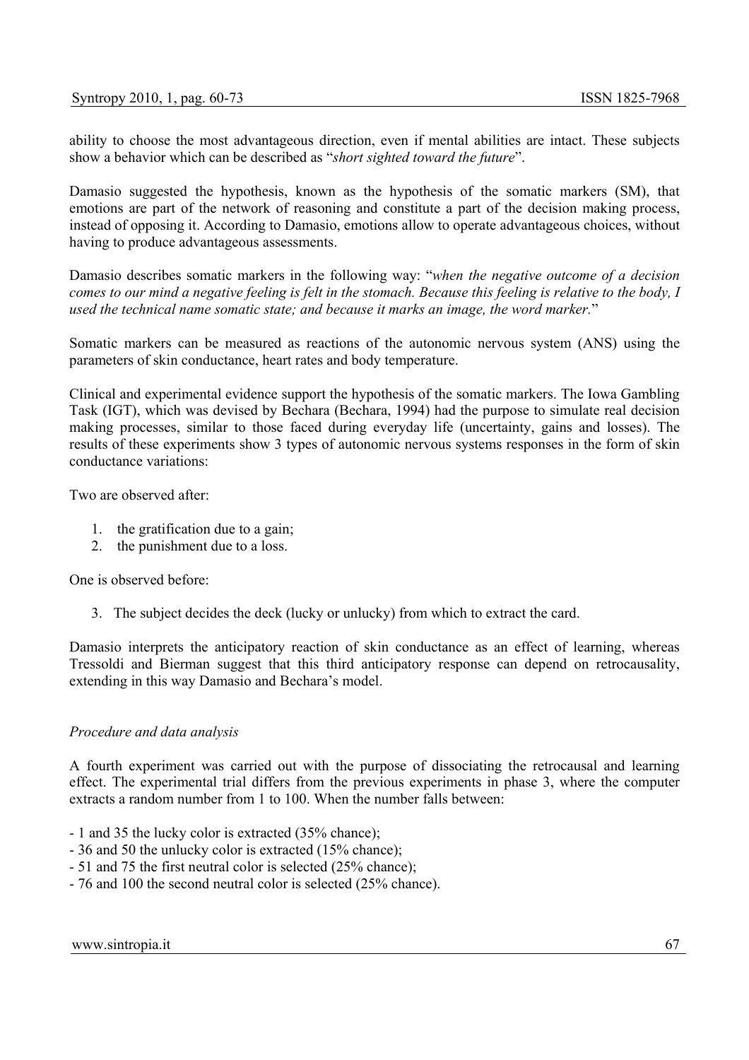ability to choose the most advantageous direction, even if mental abilities are intact. These subjects show a behavior which can be described as "*short sighted toward the future*".

Damasio suggested the hypothesis, known as the hypothesis of the somatic markers (SM), that emotions are part of the network of reasoning and constitute a part of the decision making process, instead of opposing it. According to Damasio, emotions allow to operate advantageous choices, without having to produce advantageous assessments.

Damasio describes somatic markers in the following way: "*when the negative outcome of a decision comes to our mind a negative feeling is felt in the stomach. Because this feeling is relative to the body, I used the technical name somatic state; and because it marks an image, the word marker.*"

Somatic markers can be measured as reactions of the autonomic nervous system (ANS) using the parameters of skin conductance, heart rates and body temperature.

Clinical and experimental evidence support the hypothesis of the somatic markers. The Iowa Gambling Task (IGT), which was devised by Bechara (Bechara, 1994) had the purpose to simulate real decision making processes, similar to those faced during everyday life (uncertainty, gains and losses). The results of these experiments show 3 types of autonomic nervous systems responses in the form of skin conductance variations:

Two are observed after:

1. the gratification due to a gain;
2. the punishment due to a loss.

One is observed before:

3. The subject decides the deck (lucky or unlucky) from which to extract the card.

Damasio interprets the anticipatory reaction of skin conductance as an effect of learning, whereas Tressoldi and Bierman suggest that this third anticipatory response can depend on retrocausality, extending in this way Damasio and Bechara's model.

*Procedure and data analysis*

A fourth experiment was carried out with the purpose of dissociating the retrocausal and learning effect. The experimental trial differs from the previous experiments in phase 3, where the computer extracts a random number from 1 to 100. When the number falls between:

- 1 and 35 the lucky color is extracted (35% chance);
- 36 and 50 the unlucky color is extracted (15% chance);
- 51 and 75 the first neutral color is selected (25% chance);
- 76 and 100 the second neutral color is selected (25% chance).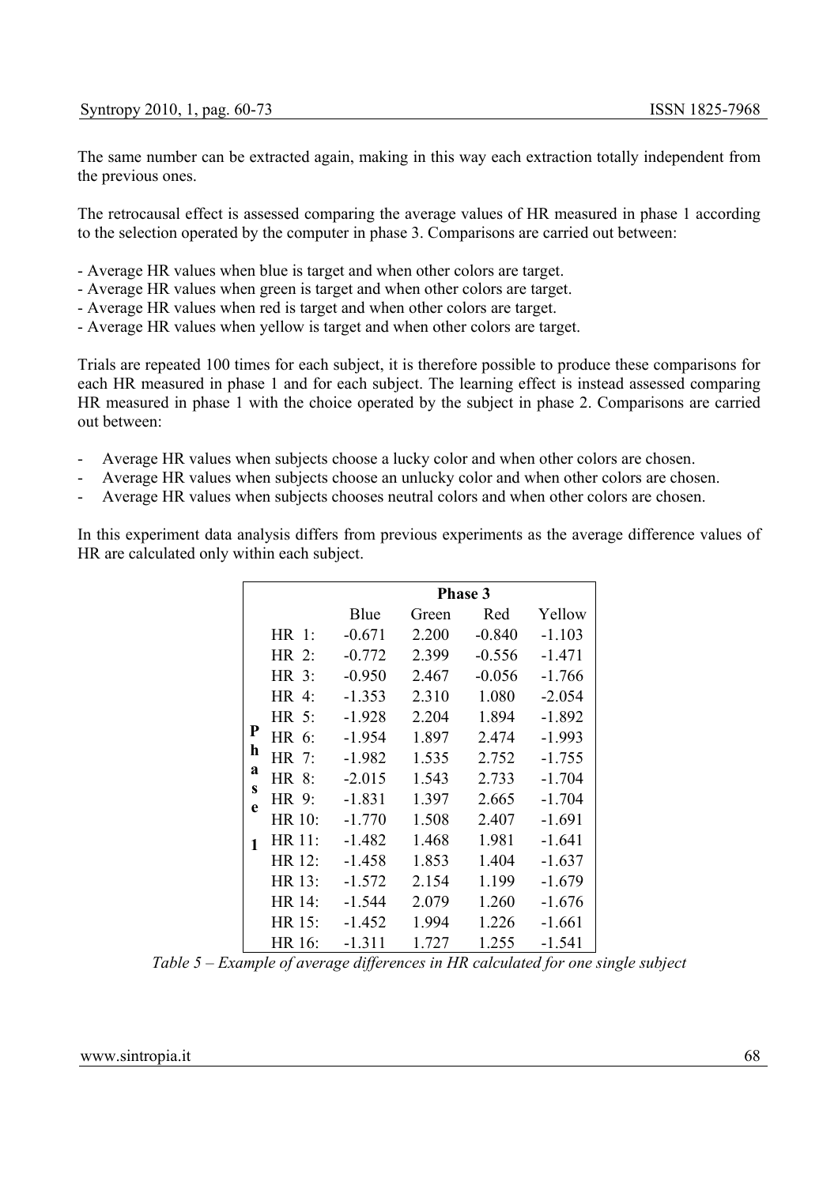The same number can be extracted again, making in this way each extraction totally independent from the previous ones.

The retrocausal effect is assessed comparing the average values of HR measured in phase 1 according to the selection operated by the computer in phase 3. Comparisons are carried out between:

- Average HR values when blue is target and when other colors are target.
- Average HR values when green is target and when other colors are target.
- Average HR values when red is target and when other colors are target.
- Average HR values when yellow is target and when other colors are target.

Trials are repeated 100 times for each subject, it is therefore possible to produce these comparisons for each HR measured in phase 1 and for each subject. The learning effect is instead assessed comparing HR measured in phase 1 with the choice operated by the subject in phase 2. Comparisons are carried out between:

- Average HR values when subjects choose a lucky color and when other colors are chosen.
- Average HR values when subjects choose an unlucky color and when other colors are chosen.
- Average HR values when subjects chooses neutral colors and when other colors are chosen.

In this experiment data analysis differs from previous experiments as the average difference values of HR are calculated only within each subject.

| | | Phase 3 | | | |
|---|---|---|---|---|---|
| | | Blue | Green | Red | Yellow |
| Phase 1 | HR 1: | -0.671 | 2.200 | -0.840 | -1.103 |
| | HR 2: | -0.772 | 2.399 | -0.556 | -1.471 |
| | HR 3: | -0.950 | 2.467 | -0.056 | -1.766 |
| | HR 4: | -1.353 | 2.310 | 1.080 | -2.054 |
| | HR 5: | -1.928 | 2.204 | 1.894 | -1.892 |
| | HR 6: | -1.954 | 1.897 | 2.474 | -1.993 |
| | HR 7: | -1.982 | 1.535 | 2.752 | -1.755 |
| | HR 8: | -2.015 | 1.543 | 2.733 | -1.704 |
| | HR 9: | -1.831 | 1.397 | 2.665 | -1.704 |
| | HR 10: | -1.770 | 1.508 | 2.407 | -1.691 |
| | HR 11: | -1.482 | 1.468 | 1.981 | -1.641 |
| | HR 12: | -1.458 | 1.853 | 1.404 | -1.637 |
| | HR 13: | -1.572 | 2.154 | 1.199 | -1.679 |
| | HR 14: | -1.544 | 2.079 | 1.260 | -1.676 |
| | HR 15: | -1.452 | 1.994 | 1.226 | -1.661 |
| | HR 16: | -1.311 | 1.727 | 1.255 | -1.541 |

*Table 5 – Example of average differences in HR calculated for one single subject*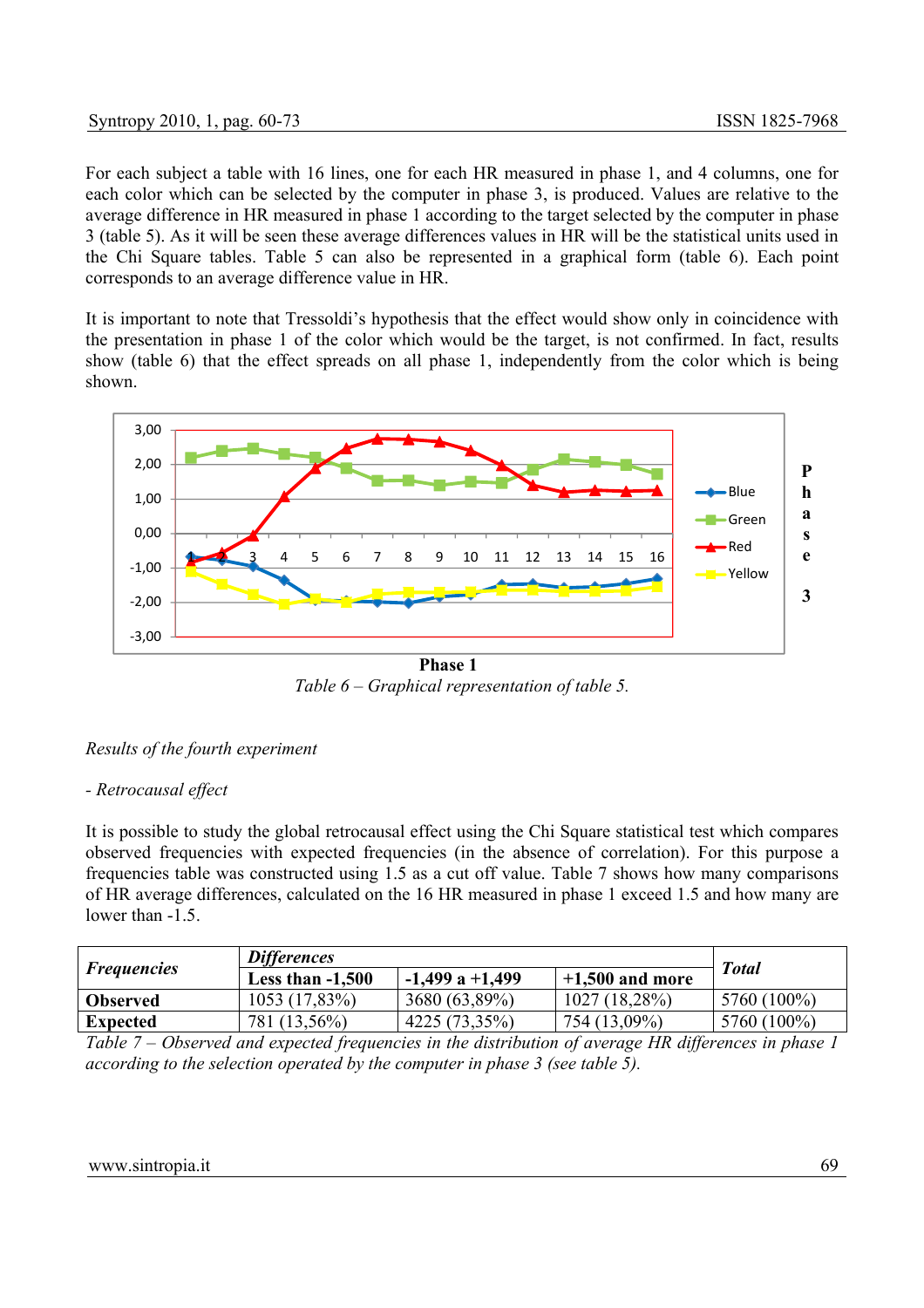For each subject a table with 16 lines, one for each HR measured in phase 1, and 4 columns, one for each color which can be selected by the computer in phase 3, is produced. Values are relative to the average difference in HR measured in phase 1 according to the target selected by the computer in phase 3 (table 5). As it will be seen these average differences values in HR will be the statistical units used in the Chi Square tables. Table 5 can also be represented in a graphical form (table 6). Each point corresponds to an average difference value in HR.

It is important to note that Tressoldi's hypothesis that the effect would show only in coincidence with the presentation in phase 1 of the color which would be the target, is not confirmed. In fact, results show (table 6) that the effect spreads on all phase 1, independently from the color which is being shown.

*Table 6 – Graphical representation of table 5.*

*Results of the fourth experiment*

*- Retrocausal effect*

It is possible to study the global retrocausal effect using the Chi Square statistical test which compares observed frequencies with expected frequencies (in the absence of correlation). For this purpose a frequencies table was constructed using 1.5 as a cut off value. Table 7 shows how many comparisons of HR average differences, calculated on the 16 HR measured in phase 1 exceed 1.5 and how many are lower than -1.5.

| ***Frequencies*** | ***Differences*** | | | ***Total*** |
|---|---|---|---|---|
| | **Less than -1,500** | **-1,499 a +1,499** | **+1,500 and more** | |
| **Observed** | 1053 (17,83%) | 3680 (63,89%) | 1027 (18,28%) | 5760 (100%) |
| **Expected** | 781 (13,56%) | 4225 (73,35%) | 754 (13,09%) | 5760 (100%) |

*Table 7 – Observed and expected frequencies in the distribution of average HR differences in phase 1 according to the selection operated by the computer in phase 3 (see table 5).*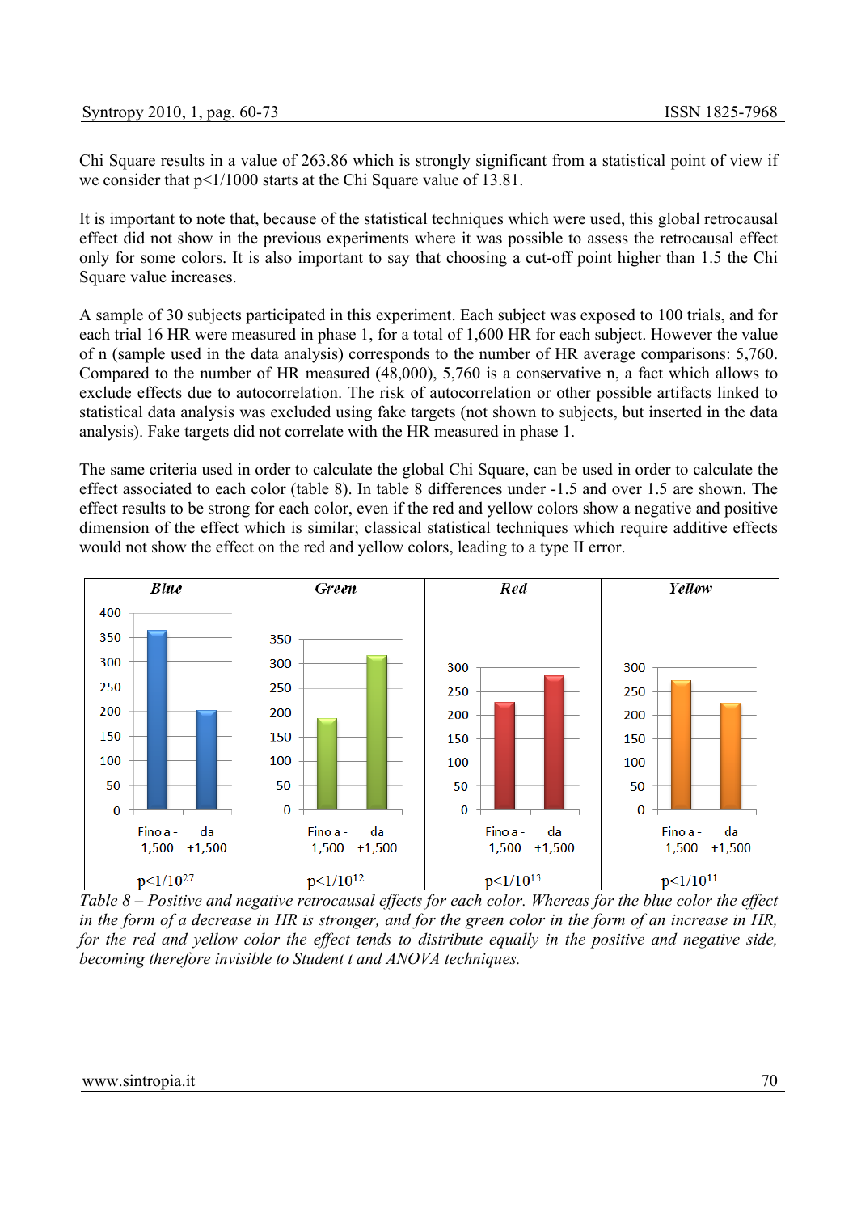Chi Square results in a value of 263.86 which is strongly significant from a statistical point of view if we consider that $p<1/1000$ starts at the Chi Square value of 13.81.

It is important to note that, because of the statistical techniques which were used, this global retrocausal effect did not show in the previous experiments where it was possible to assess the retrocausal effect only for some colors. It is also important to say that choosing a cut-off point higher than 1.5 the Chi Square value increases.

A sample of 30 subjects participated in this experiment. Each subject was exposed to 100 trials, and for each trial 16 HR were measured in phase 1, for a total of 1,600 HR for each subject. However the value of n (sample used in the data analysis) corresponds to the number of HR average comparisons: 5,760. Compared to the number of HR measured (48,000), 5,760 is a conservative n, a fact which allows to exclude effects due to autocorrelation. The risk of autocorrelation or other possible artifacts linked to statistical data analysis was excluded using fake targets (not shown to subjects, but inserted in the data analysis). Fake targets did not correlate with the HR measured in phase 1.

The same criteria used in order to calculate the global Chi Square, can be used in order to calculate the effect associated to each color (table 8). In table 8 differences under -1.5 and over 1.5 are shown. The effect results to be strong for each color, even if the red and yellow colors show a negative and positive dimension of the effect which is similar; classical statistical techniques which require additive effects would not show the effect on the red and yellow colors, leading to a type II error.

| *Blue* | *Green* | *Red* | *Yellow* |
|---|---|---|---|
| Fino a -1,500 / da +1,500 | Fino a -1,500 / da +1,500 | Fino a -1,500 / da +1,500 | Fino a -1,500 / da +1,500 |
| $p<1/10^{27}$ | $p<1/10^{12}$ | $p<1/10^{13}$ | $p<1/10^{11}$ |

*Table 8 – Positive and negative retrocausal effects for each color. Whereas for the blue color the effect in the form of a decrease in HR is stronger, and for the green color in the form of an increase in HR, for the red and yellow color the effect tends to distribute equally in the positive and negative side, becoming therefore invisible to Student t and ANOVA techniques.*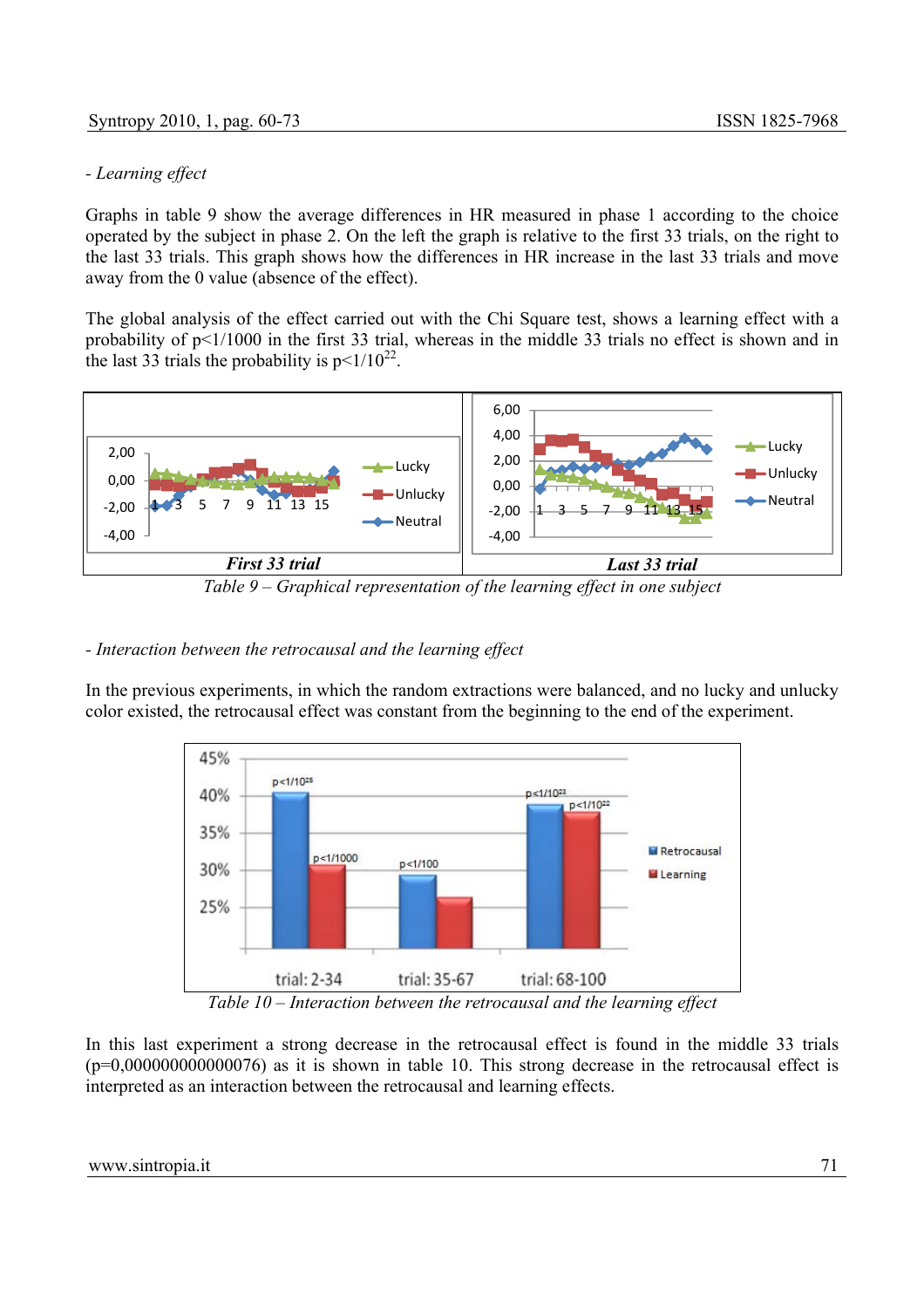*- Learning effect*

Graphs in table 9 show the average differences in HR measured in phase 1 according to the choice operated by the subject in phase 2. On the left the graph is relative to the first 33 trials, on the right to the last 33 trials. This graph shows how the differences in HR increase in the last 33 trials and move away from the 0 value (absence of the effect).

The global analysis of the effect carried out with the Chi Square test, shows a learning effect with a probability of $p<1/1000$ in the first 33 trial, whereas in the middle 33 trials no effect is shown and in the last 33 trials the probability is $p<1/10^{22}$.

*Table 9 – Graphical representation of the learning effect in one subject*

*- Interaction between the retrocausal and the learning effect*

In the previous experiments, in which the random extractions were balanced, and no lucky and unlucky color existed, the retrocausal effect was constant from the beginning to the end of the experiment.

*Table 10 – Interaction between the retrocausal and the learning effect*

In this last experiment a strong decrease in the retrocausal effect is found in the middle 33 trials (p=0,000000000000076) as it is shown in table 10. This strong decrease in the retrocausal effect is interpreted as an interaction between the retrocausal and learning effects.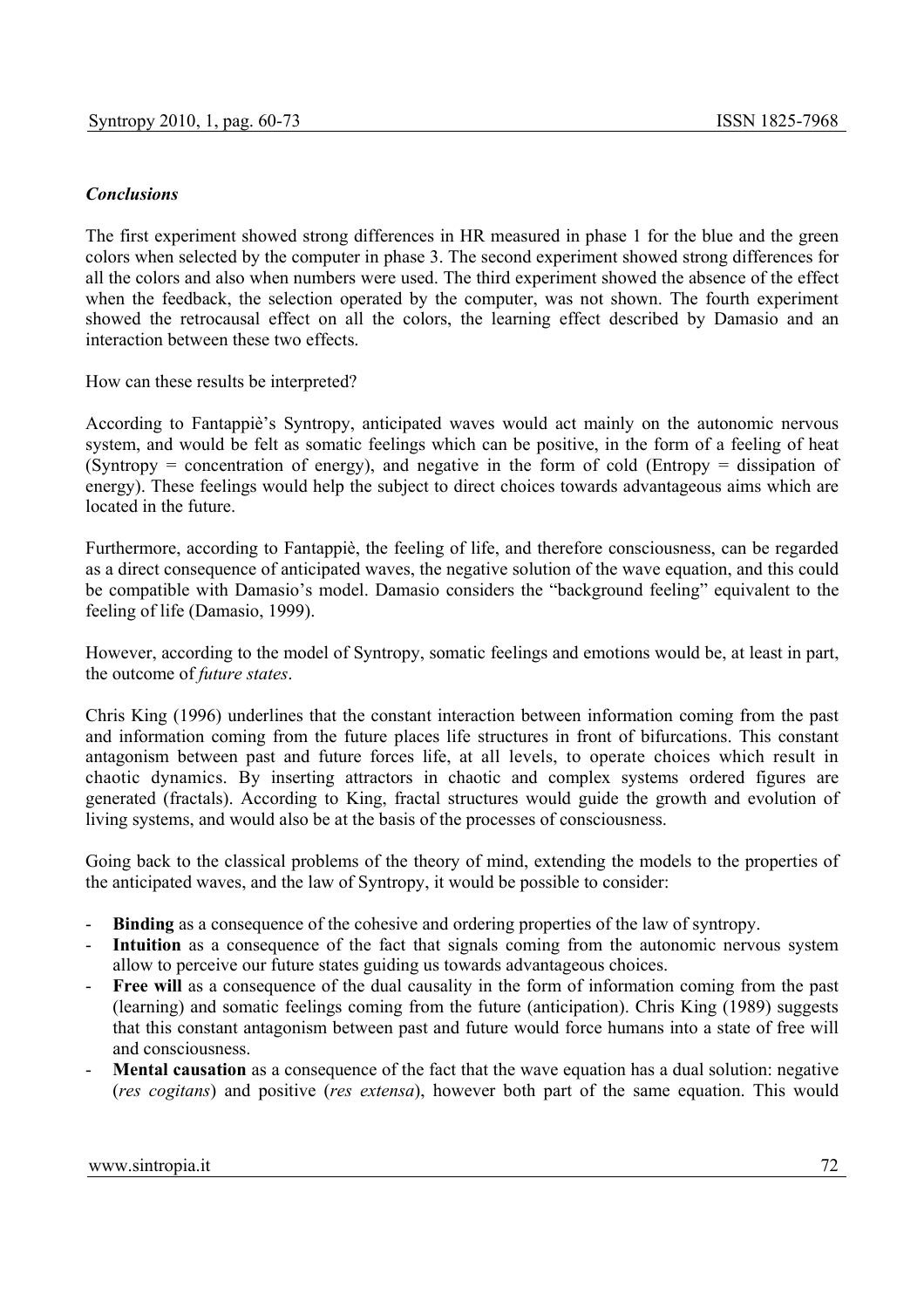### *Conclusions*

The first experiment showed strong differences in HR measured in phase 1 for the blue and the green colors when selected by the computer in phase 3. The second experiment showed strong differences for all the colors and also when numbers were used. The third experiment showed the absence of the effect when the feedback, the selection operated by the computer, was not shown. The fourth experiment showed the retrocausal effect on all the colors, the learning effect described by Damasio and an interaction between these two effects.

How can these results be interpreted?

According to Fantappiè's Syntropy, anticipated waves would act mainly on the autonomic nervous system, and would be felt as somatic feelings which can be positive, in the form of a feeling of heat (Syntropy = concentration of energy), and negative in the form of cold (Entropy = dissipation of energy). These feelings would help the subject to direct choices towards advantageous aims which are located in the future.

Furthermore, according to Fantappiè, the feeling of life, and therefore consciousness, can be regarded as a direct consequence of anticipated waves, the negative solution of the wave equation, and this could be compatible with Damasio's model. Damasio considers the "background feeling" equivalent to the feeling of life (Damasio, 1999).

However, according to the model of Syntropy, somatic feelings and emotions would be, at least in part, the outcome of *future states*.

Chris King (1996) underlines that the constant interaction between information coming from the past and information coming from the future places life structures in front of bifurcations. This constant antagonism between past and future forces life, at all levels, to operate choices which result in chaotic dynamics. By inserting attractors in chaotic and complex systems ordered figures are generated (fractals). According to King, fractal structures would guide the growth and evolution of living systems, and would also be at the basis of the processes of consciousness.

Going back to the classical problems of the theory of mind, extending the models to the properties of the anticipated waves, and the law of Syntropy, it would be possible to consider:

- **Binding** as a consequence of the cohesive and ordering properties of the law of syntropy.
- **Intuition** as a consequence of the fact that signals coming from the autonomic nervous system allow to perceive our future states guiding us towards advantageous choices.
- **Free will** as a consequence of the dual causality in the form of information coming from the past (learning) and somatic feelings coming from the future (anticipation). Chris King (1989) suggests that this constant antagonism between past and future would force humans into a state of free will and consciousness.
- **Mental causation** as a consequence of the fact that the wave equation has a dual solution: negative (*res cogitans*) and positive (*res extensa*), however both part of the same equation. This would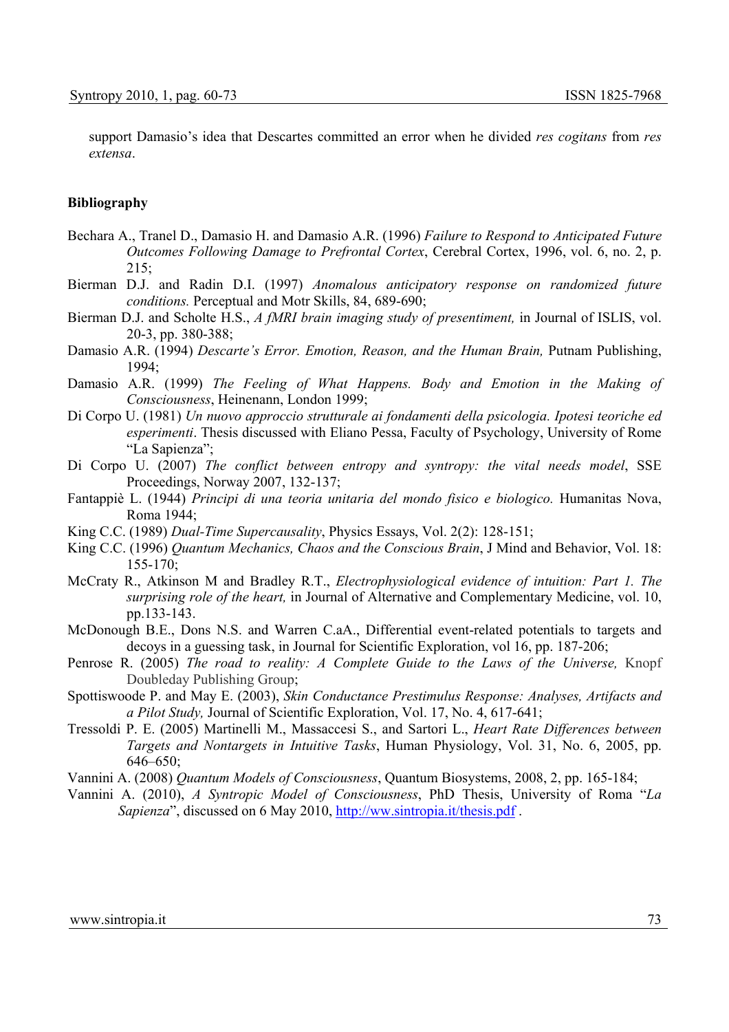support Damasio's idea that Descartes committed an error when he divided *res cogitans* from *res extensa*.

**Bibliography**

Bechara A., Tranel D., Damasio H. and Damasio A.R. (1996) *Failure to Respond to Anticipated Future Outcomes Following Damage to Prefrontal Cortex*, Cerebral Cortex, 1996, vol. 6, no. 2, p. 215;

Bierman D.J. and Radin D.I. (1997) *Anomalous anticipatory response on randomized future conditions.* Perceptual and Motr Skills, 84, 689-690;

Bierman D.J. and Scholte H.S., *A fMRI brain imaging study of presentiment,* in Journal of ISLIS, vol. 20-3, pp. 380-388;

Damasio A.R. (1994) *Descarte's Error. Emotion, Reason, and the Human Brain,* Putnam Publishing, 1994;

Damasio A.R. (1999) *The Feeling of What Happens. Body and Emotion in the Making of Consciousness*, Heinenann, London 1999;

Di Corpo U. (1981) *Un nuovo approccio strutturale ai fondamenti della psicologia. Ipotesi teoriche ed esperimenti*. Thesis discussed with Eliano Pessa, Faculty of Psychology, University of Rome "La Sapienza";

Di Corpo U. (2007) *The conflict between entropy and syntropy: the vital needs model*, SSE Proceedings, Norway 2007, 132-137;

Fantappiè L. (1944) *Principi di una teoria unitaria del mondo fisico e biologico.* Humanitas Nova, Roma 1944;

King C.C. (1989) *Dual-Time Supercausality*, Physics Essays, Vol. 2(2): 128-151;

King C.C. (1996) *Quantum Mechanics, Chaos and the Conscious Brain*, J Mind and Behavior, Vol. 18: 155-170;

McCraty R., Atkinson M and Bradley R.T., *Electrophysiological evidence of intuition: Part 1. The surprising role of the heart,* in Journal of Alternative and Complementary Medicine, vol. 10, pp.133-143.

McDonough B.E., Dons N.S. and Warren C.aA., Differential event-related potentials to targets and decoys in a guessing task, in Journal for Scientific Exploration, vol 16, pp. 187-206;

Penrose R. (2005) *The road to reality: A Complete Guide to the Laws of the Universe,* Knopf Doubleday Publishing Group;

Spottiswoode P. and May E. (2003), *Skin Conductance Prestimulus Response: Analyses, Artifacts and a Pilot Study,* Journal of Scientific Exploration, Vol. 17, No. 4, 617-641;

Tressoldi P. E. (2005) Martinelli M., Massaccesi S., and Sartori L., *Heart Rate Differences between Targets and Nontargets in Intuitive Tasks*, Human Physiology, Vol. 31, No. 6, 2005, pp. 646–650;

Vannini A. (2008) *Quantum Models of Consciousness*, Quantum Biosystems, 2008, 2, pp. 165-184;

Vannini A. (2010), *A Syntropic Model of Consciousness*, PhD Thesis, University of Roma "*La Sapienza*", discussed on 6 May 2010, http://ww.sintropia.it/thesis.pdf .